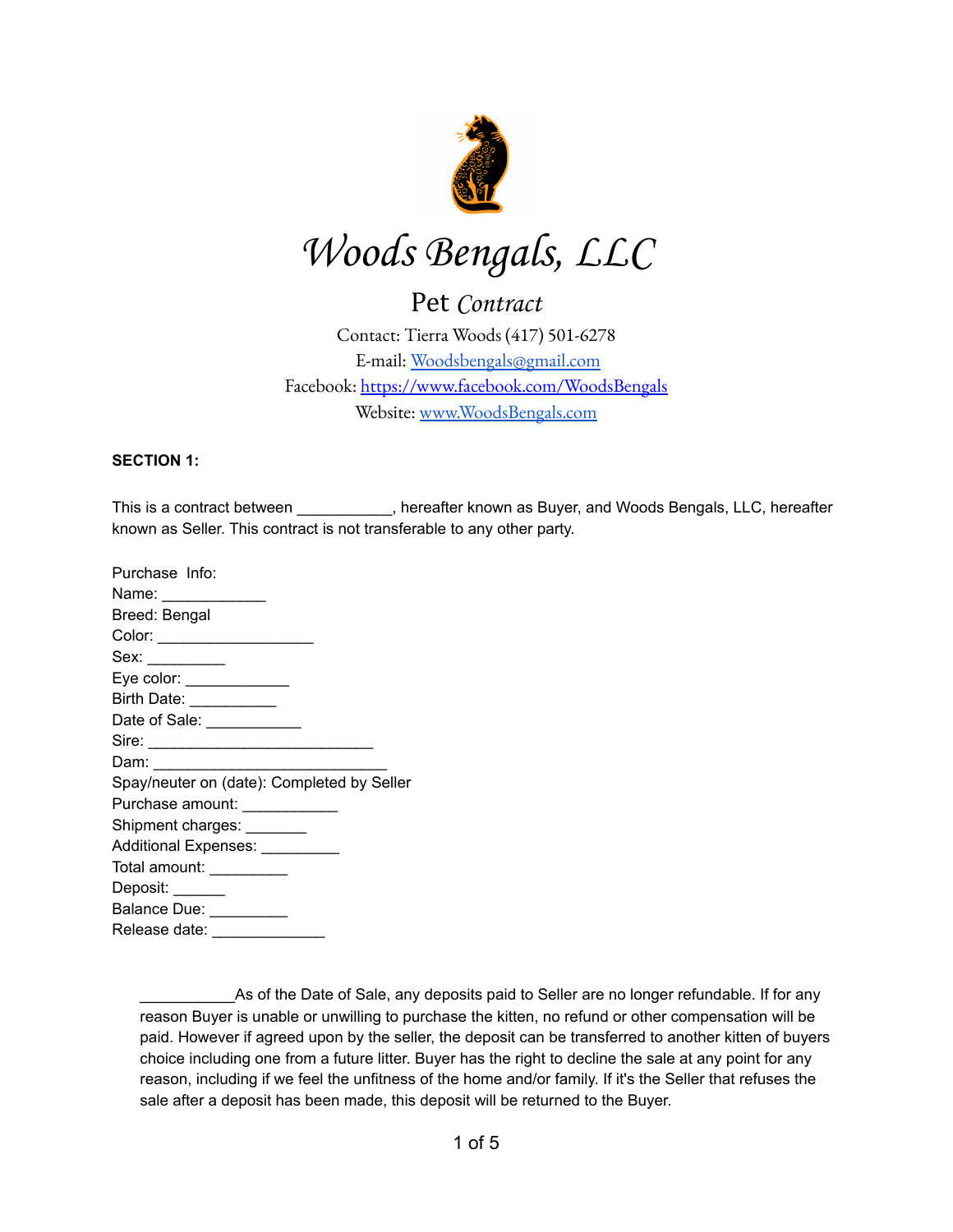# Woods Bengals, LLC

## Pet *Contract*

Contact: Tierra Woods (417) 501-6278
E-mail: Woodsbengals@gmail.com
Facebook: https://www.facebook.com/WoodsBengals
Website: www.WoodsBengals.com

**SECTION 1:**

This is a contract between ___________, hereafter known as Buyer, and Woods Bengals, LLC, hereafter known as Seller. This contract is not transferable to any other party.

Purchase Info:
Name: ____________
Breed: Bengal
Color: __________________
Sex: _________
Eye color: ____________
Birth Date: __________
Date of Sale: ___________
Sire: __________________________
Dam: ___________________________
Spay/neuter on (date): Completed by Seller
Purchase amount: ___________
Shipment charges: _______
Additional Expenses: _________
Total amount: _________
Deposit: ______
Balance Due: _________
Release date: _____________

___________As of the Date of Sale, any deposits paid to Seller are no longer refundable. If for any reason Buyer is unable or unwilling to purchase the kitten, no refund or other compensation will be paid. However if agreed upon by the seller, the deposit can be transferred to another kitten of buyers choice including one from a future litter. Buyer has the right to decline the sale at any point for any reason, including if we feel the unfitness of the home and/or family. If it's the Seller that refuses the sale after a deposit has been made, this deposit will be returned to the Buyer.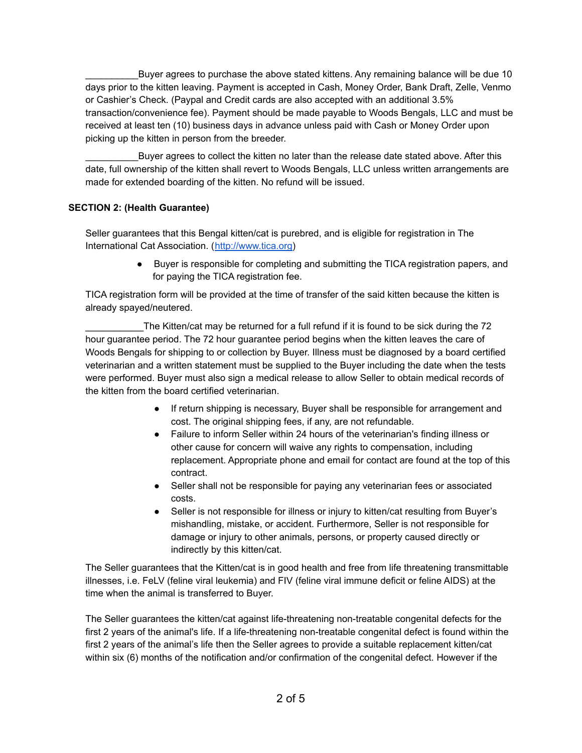__________Buyer agrees to purchase the above stated kittens. Any remaining balance will be due 10 days prior to the kitten leaving. Payment is accepted in Cash, Money Order, Bank Draft, Zelle, Venmo or Cashier's Check. (Paypal and Credit cards are also accepted with an additional 3.5% transaction/convenience fee). Payment should be made payable to Woods Bengals, LLC and must be received at least ten (10) business days in advance unless paid with Cash or Money Order upon picking up the kitten in person from the breeder.

__________Buyer agrees to collect the kitten no later than the release date stated above. After this date, full ownership of the kitten shall revert to Woods Bengals, LLC unless written arrangements are made for extended boarding of the kitten. No refund will be issued.

**SECTION 2: (Health Guarantee)**

Seller guarantees that this Bengal kitten/cat is purebred, and is eligible for registration in The International Cat Association. ([http://www.tica.org](http://www.tica.org))

- Buyer is responsible for completing and submitting the TICA registration papers, and for paying the TICA registration fee.

TICA registration form will be provided at the time of transfer of the said kitten because the kitten is already spayed/neutered.

___________The Kitten/cat may be returned for a full refund if it is found to be sick during the 72 hour guarantee period. The 72 hour guarantee period begins when the kitten leaves the care of Woods Bengals for shipping to or collection by Buyer. Illness must be diagnosed by a board certified veterinarian and a written statement must be supplied to the Buyer including the date when the tests were performed. Buyer must also sign a medical release to allow Seller to obtain medical records of the kitten from the board certified veterinarian.

- If return shipping is necessary, Buyer shall be responsible for arrangement and cost. The original shipping fees, if any, are not refundable.
- Failure to inform Seller within 24 hours of the veterinarian's finding illness or other cause for concern will waive any rights to compensation, including replacement. Appropriate phone and email for contact are found at the top of this contract.
- Seller shall not be responsible for paying any veterinarian fees or associated costs.
- Seller is not responsible for illness or injury to kitten/cat resulting from Buyer's mishandling, mistake, or accident. Furthermore, Seller is not responsible for damage or injury to other animals, persons, or property caused directly or indirectly by this kitten/cat.

The Seller guarantees that the Kitten/cat is in good health and free from life threatening transmittable illnesses, i.e. FeLV (feline viral leukemia) and FIV (feline viral immune deficit or feline AIDS) at the time when the animal is transferred to Buyer.

The Seller guarantees the kitten/cat against life-threatening non-treatable congenital defects for the first 2 years of the animal's life. If a life-threatening non-treatable congenital defect is found within the first 2 years of the animal's life then the Seller agrees to provide a suitable replacement kitten/cat within six (6) months of the notification and/or confirmation of the congenital defect. However if the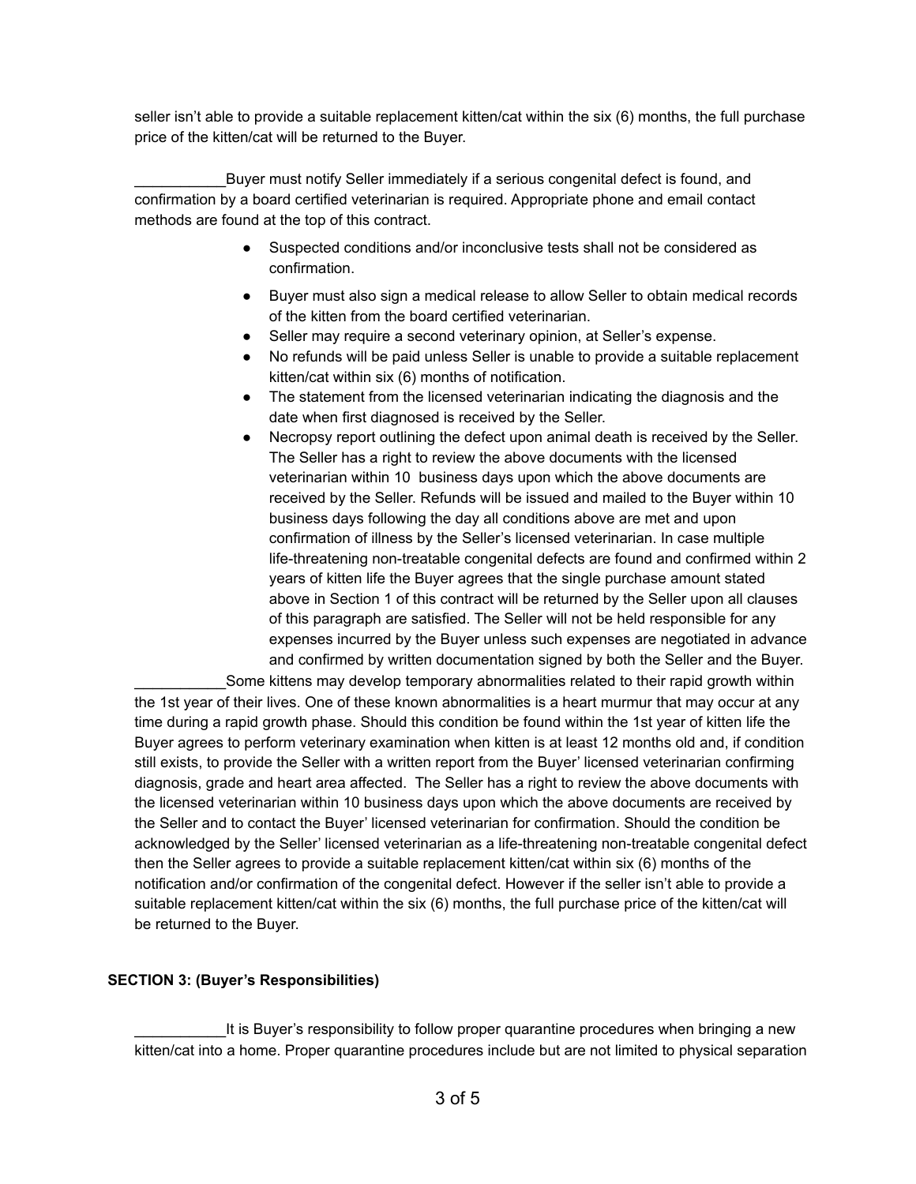seller isn't able to provide a suitable replacement kitten/cat within the six (6) months, the full purchase price of the kitten/cat will be returned to the Buyer.

___________Buyer must notify Seller immediately if a serious congenital defect is found, and confirmation by a board certified veterinarian is required. Appropriate phone and email contact methods are found at the top of this contract.

- Suspected conditions and/or inconclusive tests shall not be considered as confirmation.
- Buyer must also sign a medical release to allow Seller to obtain medical records of the kitten from the board certified veterinarian.
- Seller may require a second veterinary opinion, at Seller's expense.
- No refunds will be paid unless Seller is unable to provide a suitable replacement kitten/cat within six (6) months of notification.
- The statement from the licensed veterinarian indicating the diagnosis and the date when first diagnosed is received by the Seller.
- Necropsy report outlining the defect upon animal death is received by the Seller. The Seller has a right to review the above documents with the licensed veterinarian within 10 business days upon which the above documents are received by the Seller. Refunds will be issued and mailed to the Buyer within 10 business days following the day all conditions above are met and upon confirmation of illness by the Seller's licensed veterinarian. In case multiple life-threatening non-treatable congenital defects are found and confirmed within 2 years of kitten life the Buyer agrees that the single purchase amount stated above in Section 1 of this contract will be returned by the Seller upon all clauses of this paragraph are satisfied. The Seller will not be held responsible for any expenses incurred by the Buyer unless such expenses are negotiated in advance and confirmed by written documentation signed by both the Seller and the Buyer.

___________Some kittens may develop temporary abnormalities related to their rapid growth within the 1st year of their lives. One of these known abnormalities is a heart murmur that may occur at any time during a rapid growth phase. Should this condition be found within the 1st year of kitten life the Buyer agrees to perform veterinary examination when kitten is at least 12 months old and, if condition still exists, to provide the Seller with a written report from the Buyer' licensed veterinarian confirming diagnosis, grade and heart area affected. The Seller has a right to review the above documents with the licensed veterinarian within 10 business days upon which the above documents are received by the Seller and to contact the Buyer' licensed veterinarian for confirmation. Should the condition be acknowledged by the Seller' licensed veterinarian as a life-threatening non-treatable congenital defect then the Seller agrees to provide a suitable replacement kitten/cat within six (6) months of the notification and/or confirmation of the congenital defect. However if the seller isn't able to provide a suitable replacement kitten/cat within the six (6) months, the full purchase price of the kitten/cat will be returned to the Buyer.

**SECTION 3: (Buyer's Responsibilities)**

___________It is Buyer's responsibility to follow proper quarantine procedures when bringing a new kitten/cat into a home. Proper quarantine procedures include but are not limited to physical separation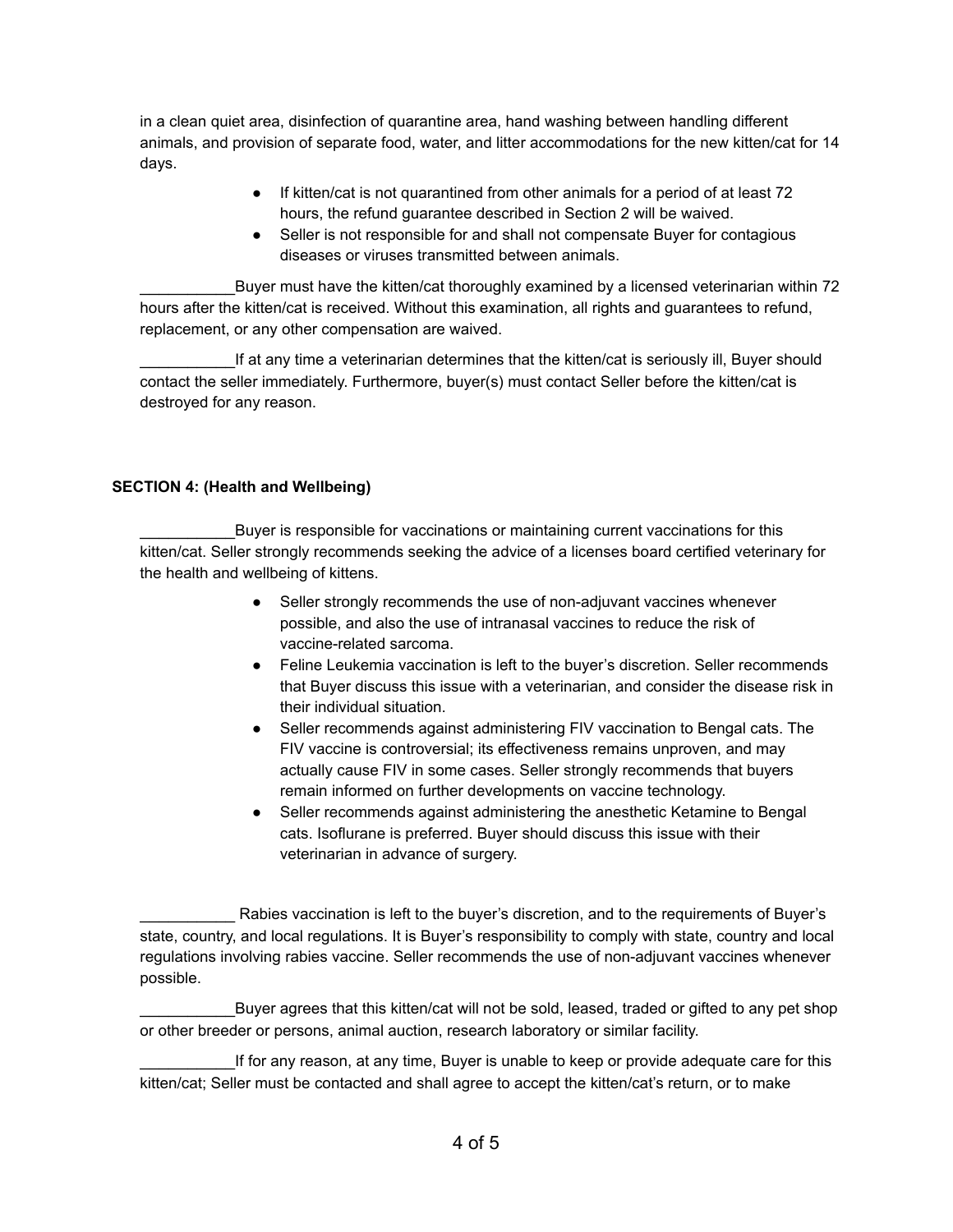in a clean quiet area, disinfection of quarantine area, hand washing between handling different animals, and provision of separate food, water, and litter accommodations for the new kitten/cat for 14 days.

- If kitten/cat is not quarantined from other animals for a period of at least 72 hours, the refund guarantee described in Section 2 will be waived.
- Seller is not responsible for and shall not compensate Buyer for contagious diseases or viruses transmitted between animals.

___________Buyer must have the kitten/cat thoroughly examined by a licensed veterinarian within 72 hours after the kitten/cat is received. Without this examination, all rights and guarantees to refund, replacement, or any other compensation are waived.

___________If at any time a veterinarian determines that the kitten/cat is seriously ill, Buyer should contact the seller immediately. Furthermore, buyer(s) must contact Seller before the kitten/cat is destroyed for any reason.

**SECTION 4: (Health and Wellbeing)**

___________Buyer is responsible for vaccinations or maintaining current vaccinations for this kitten/cat. Seller strongly recommends seeking the advice of a licenses board certified veterinary for the health and wellbeing of kittens.

- Seller strongly recommends the use of non-adjuvant vaccines whenever possible, and also the use of intranasal vaccines to reduce the risk of vaccine-related sarcoma.
- Feline Leukemia vaccination is left to the buyer's discretion. Seller recommends that Buyer discuss this issue with a veterinarian, and consider the disease risk in their individual situation.
- Seller recommends against administering FIV vaccination to Bengal cats. The FIV vaccine is controversial; its effectiveness remains unproven, and may actually cause FIV in some cases. Seller strongly recommends that buyers remain informed on further developments on vaccine technology.
- Seller recommends against administering the anesthetic Ketamine to Bengal cats. Isoflurane is preferred. Buyer should discuss this issue with their veterinarian in advance of surgery.

___________ Rabies vaccination is left to the buyer's discretion, and to the requirements of Buyer's state, country, and local regulations. It is Buyer's responsibility to comply with state, country and local regulations involving rabies vaccine. Seller recommends the use of non-adjuvant vaccines whenever possible.

___________Buyer agrees that this kitten/cat will not be sold, leased, traded or gifted to any pet shop or other breeder or persons, animal auction, research laboratory or similar facility.

___________If for any reason, at any time, Buyer is unable to keep or provide adequate care for this kitten/cat; Seller must be contacted and shall agree to accept the kitten/cat's return, or to make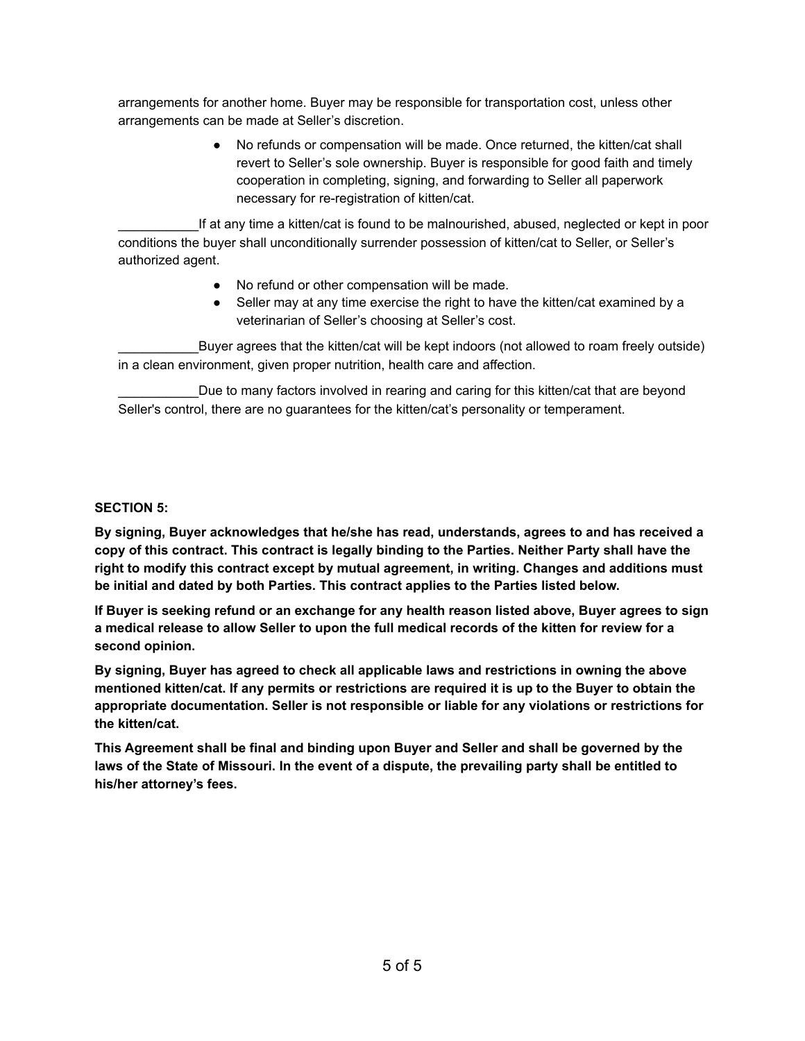arrangements for another home. Buyer may be responsible for transportation cost, unless other arrangements can be made at Seller's discretion.

- No refunds or compensation will be made. Once returned, the kitten/cat shall revert to Seller's sole ownership. Buyer is responsible for good faith and timely cooperation in completing, signing, and forwarding to Seller all paperwork necessary for re-registration of kitten/cat.

___________If at any time a kitten/cat is found to be malnourished, abused, neglected or kept in poor conditions the buyer shall unconditionally surrender possession of kitten/cat to Seller, or Seller's authorized agent.

- No refund or other compensation will be made.
- Seller may at any time exercise the right to have the kitten/cat examined by a veterinarian of Seller's choosing at Seller's cost.

___________Buyer agrees that the kitten/cat will be kept indoors (not allowed to roam freely outside) in a clean environment, given proper nutrition, health care and affection.

___________Due to many factors involved in rearing and caring for this kitten/cat that are beyond Seller's control, there are no guarantees for the kitten/cat's personality or temperament.

**SECTION 5:**

**By signing, Buyer acknowledges that he/she has read, understands, agrees to and has received a copy of this contract. This contract is legally binding to the Parties. Neither Party shall have the right to modify this contract except by mutual agreement, in writing. Changes and additions must be initial and dated by both Parties. This contract applies to the Parties listed below.**

**If Buyer is seeking refund or an exchange for any health reason listed above, Buyer agrees to sign a medical release to allow Seller to upon the full medical records of the kitten for review for a second opinion.**

**By signing, Buyer has agreed to check all applicable laws and restrictions in owning the above mentioned kitten/cat. If any permits or restrictions are required it is up to the Buyer to obtain the appropriate documentation. Seller is not responsible or liable for any violations or restrictions for the kitten/cat.**

**This Agreement shall be final and binding upon Buyer and Seller and shall be governed by the laws of the State of Missouri. In the event of a dispute, the prevailing party shall be entitled to his/her attorney's fees.**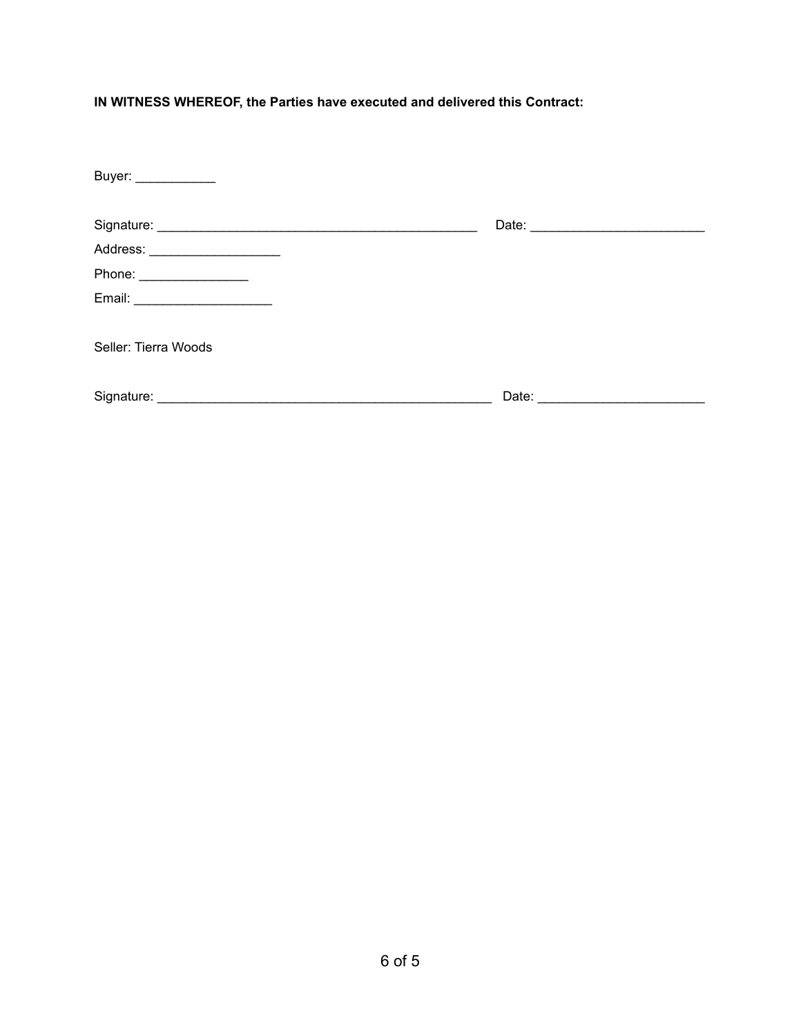**IN WITNESS WHEREOF, the Parties have executed and delivered this Contract:**

Buyer: ___________

Signature: ____________________________________________ Date: _______________________

Address: _________________

Phone: _______________

Email: ___________________

Seller: Tierra Woods

Signature: _______________________________________________ Date: ______________________